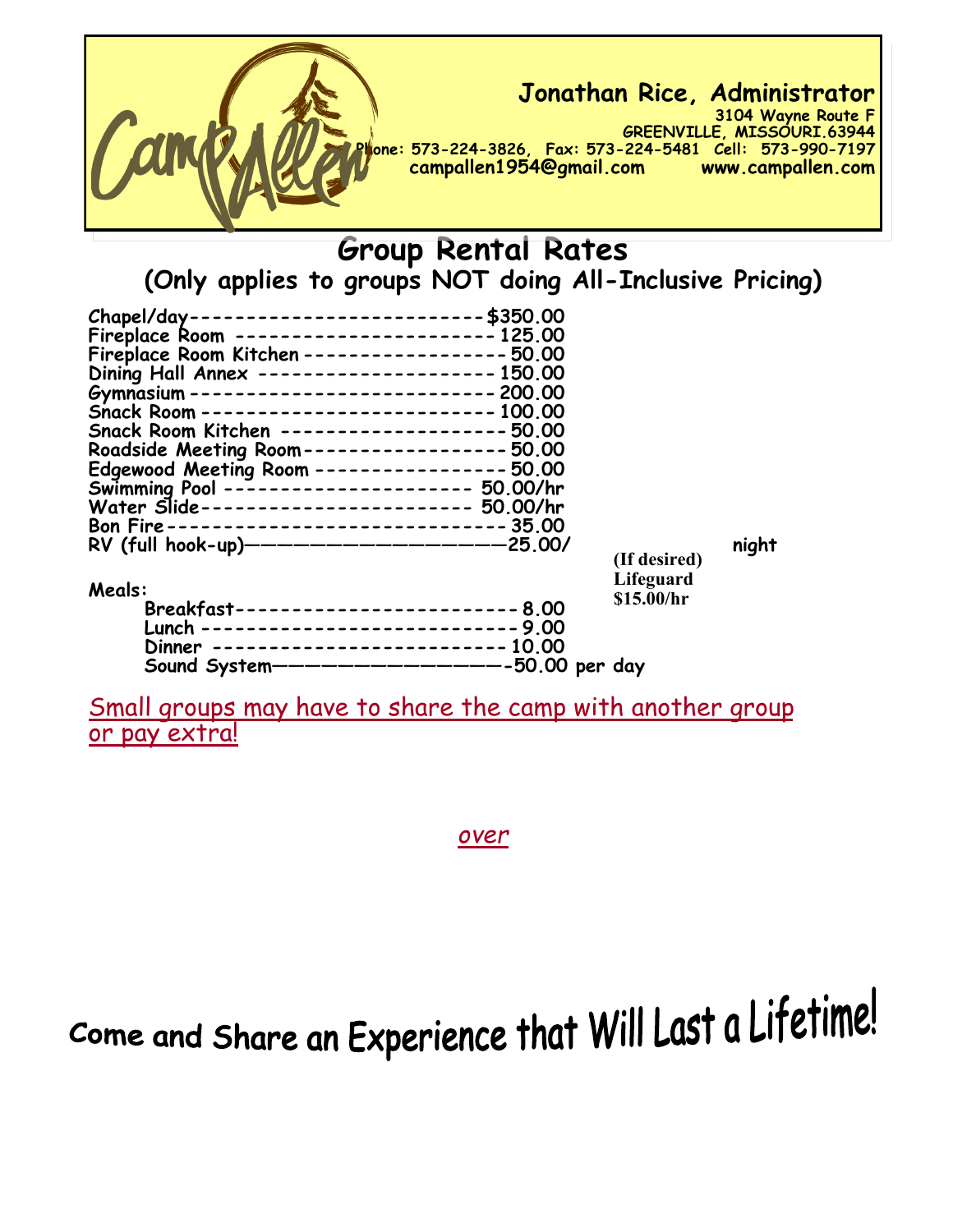Camp Allen

**Jonathan Rice, Administrator**

**3104 Wayne Route F**
**GREENVILLE, MISSOURI.63944**
**Phone: 573-224-3826, Fax: 573-224-5481 Cell: 573-990-7197**
**campallen1954@gmail.com www.campallen.com**

# Group Rental Rates

## (Only applies to groups NOT doing All-Inclusive Pricing)

**Chapel/day--------------------------$350.00**
**Fireplace Room ------------------------ 125.00**
**Fireplace Room Kitchen ------------------- 50.00**
**Dining Hall Annex --------------------- 150.00**
**Gymnasium -------------------------- 200.00**
**Snack Room -------------------------- 100.00**
**Snack Room Kitchen -------------------- 50.00**
**Roadside Meeting Room------------------ 50.00**
**Edgewood Meeting Room ----------------- 50.00**
**Swimming Pool ---------------------- 50.00/hr**
**Water Slide------------------------ 50.00/hr**
**Bon Fire ----------------------------- 35.00**
**RV (full hook-up)——————————————25.00/ night**

**(If desired) Lifeguard $15.00/hr**

**Meals:**

**Breakfast------------------------- 8.00**
**Lunch ---------------------------- 9.00**
**Dinner ------------------------- 10.00**
**Sound System——————————————-50.00 per day**

<u>Small groups may have to share the camp with another group or pay extra!</u>

*<u>over</u>*

**Come and Share an Experience that Will Last a Lifetime!**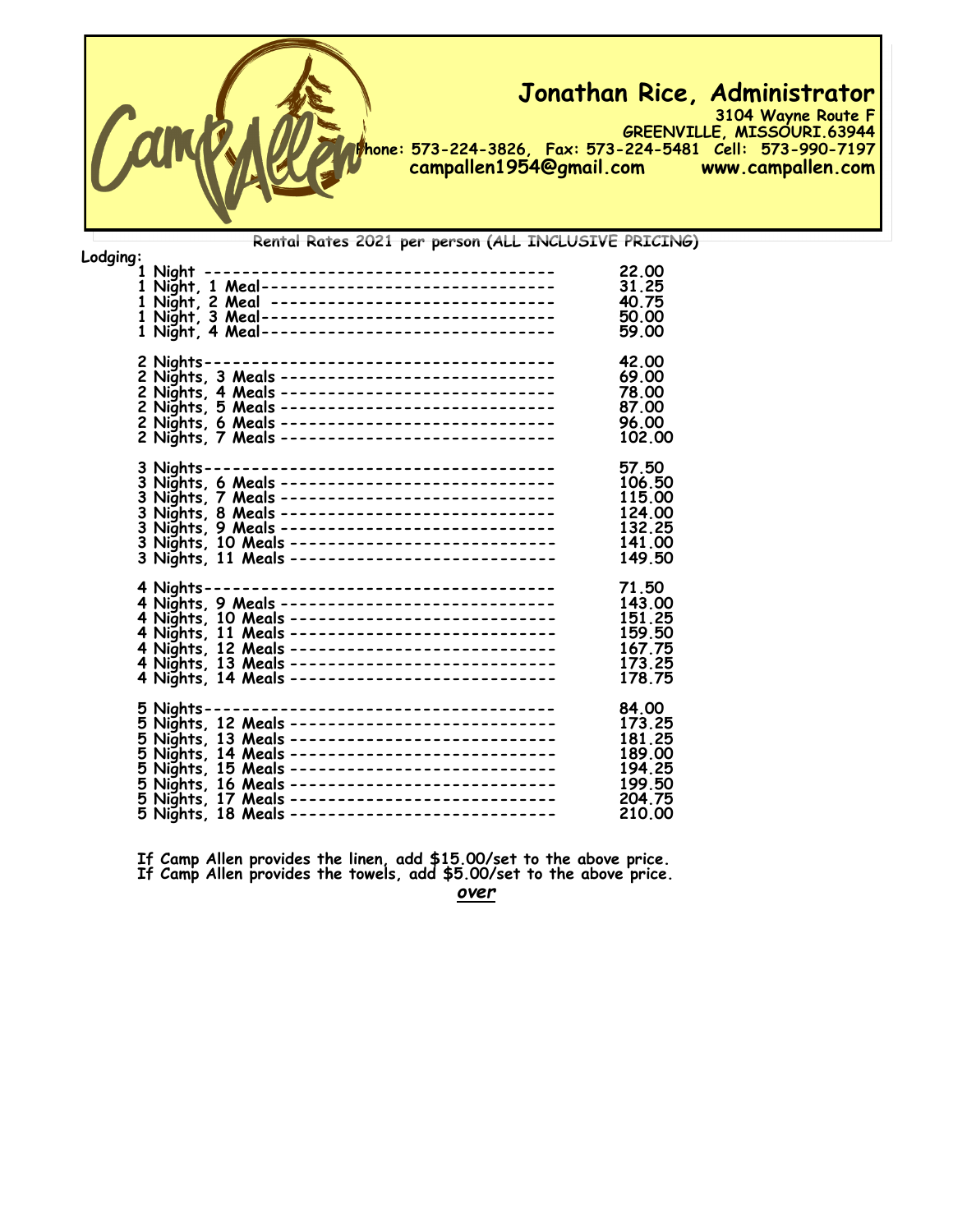# Jonathan Rice, Administrator

3104 Wayne Route F
GREENVILLE, MISSOURI.63944
Phone: 573-224-3826, Fax: 573-224-5481 Cell: 573-990-7197
campallen1954@gmail.com www.campallen.com

## Rental Rates 2021 per person (ALL INCLUSIVE PRICING)

**Lodging:**

| | |
|---|---|
| 1 Night | 22.00 |
| 1 Night, 1 Meal | 31.25 |
| 1 Night, 2 Meal | 40.75 |
| 1 Night, 3 Meal | 50.00 |
| 1 Night, 4 Meal | 59.00 |
| 2 Nights | 42.00 |
| 2 Nights, 3 Meals | 69.00 |
| 2 Nights, 4 Meals | 78.00 |
| 2 Nights, 5 Meals | 87.00 |
| 2 Nights, 6 Meals | 96.00 |
| 2 Nights, 7 Meals | 102.00 |
| 3 Nights | 57.50 |
| 3 Nights, 6 Meals | 106.50 |
| 3 Nights, 7 Meals | 115.00 |
| 3 Nights, 8 Meals | 124.00 |
| 3 Nights, 9 Meals | 132.25 |
| 3 Nights, 10 Meals | 141.00 |
| 3 Nights, 11 Meals | 149.50 |
| 4 Nights | 71.50 |
| 4 Nights, 9 Meals | 143.00 |
| 4 Nights, 10 Meals | 151.25 |
| 4 Nights, 11 Meals | 159.50 |
| 4 Nights, 12 Meals | 167.75 |
| 4 Nights, 13 Meals | 173.25 |
| 4 Nights, 14 Meals | 178.75 |
| 5 Nights | 84.00 |
| 5 Nights, 12 Meals | 173.25 |
| 5 Nights, 13 Meals | 181.25 |
| 5 Nights, 14 Meals | 189.00 |
| 5 Nights, 15 Meals | 194.25 |
| 5 Nights, 16 Meals | 199.50 |
| 5 Nights, 17 Meals | 204.75 |
| 5 Nights, 18 Meals | 210.00 |

**If Camp Allen provides the linen, add $15.00/set to the above price.**
**If Camp Allen provides the towels, add $5.00/set to the above price.**

***over***